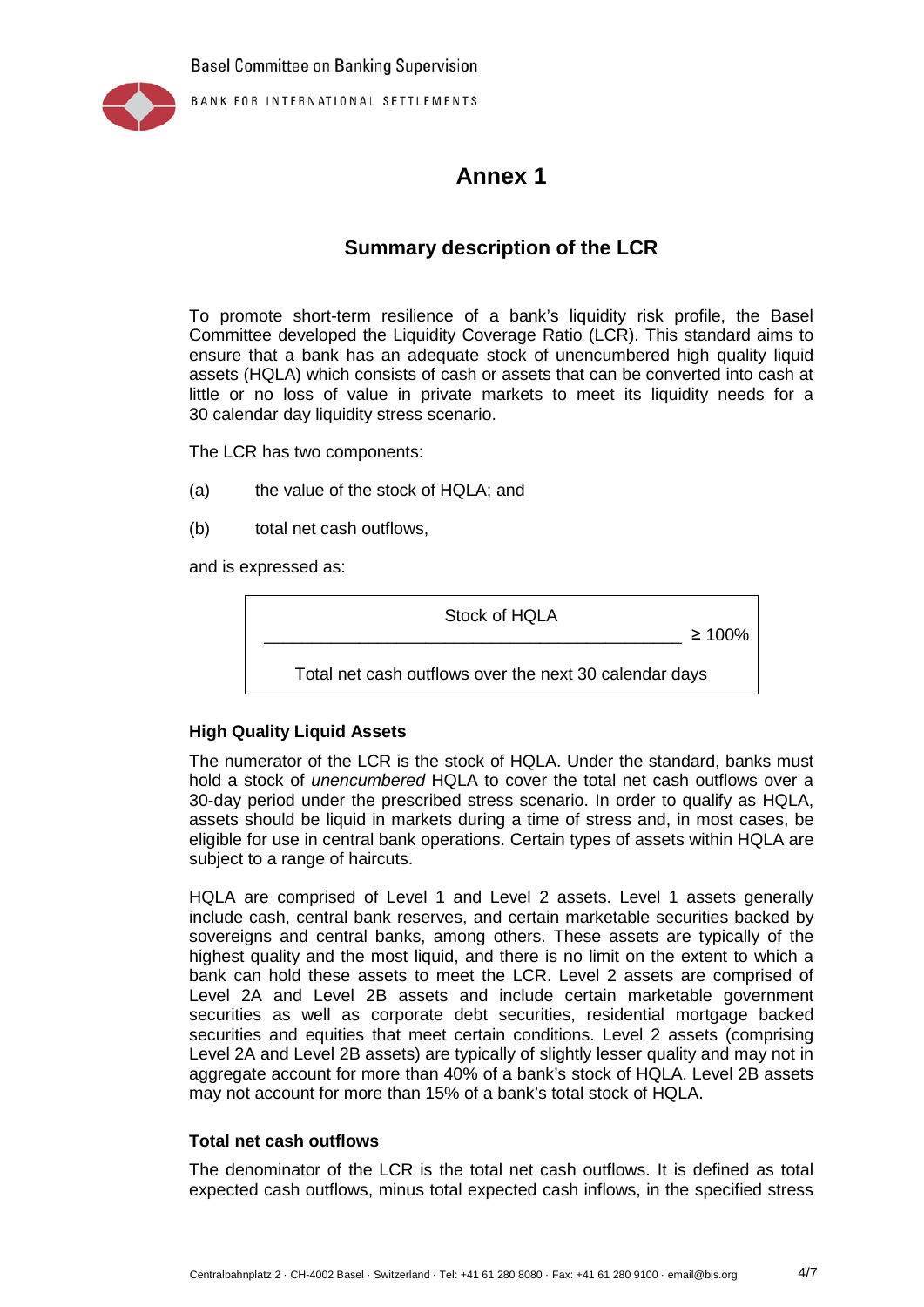# Annex 1

## Summary description of the LCR

To promote short-term resilience of a bank's liquidity risk profile, the Basel Committee developed the Liquidity Coverage Ratio (LCR). This standard aims to ensure that a bank has an adequate stock of unencumbered high quality liquid assets (HQLA) which consists of cash or assets that can be converted into cash at little or no loss of value in private markets to meet its liquidity needs for a 30 calendar day liquidity stress scenario.

The LCR has two components:

(a) the value of the stock of HQLA; and

(b) total net cash outflows,

and is expressed as:

$$\frac{\text{Stock of HQLA}}{\text{Total net cash outflows over the next 30 calendar days}} \geq 100\%$$

### High Quality Liquid Assets

The numerator of the LCR is the stock of HQLA. Under the standard, banks must hold a stock of *unencumbered* HQLA to cover the total net cash outflows over a 30-day period under the prescribed stress scenario. In order to qualify as HQLA, assets should be liquid in markets during a time of stress and, in most cases, be eligible for use in central bank operations. Certain types of assets within HQLA are subject to a range of haircuts.

HQLA are comprised of Level 1 and Level 2 assets. Level 1 assets generally include cash, central bank reserves, and certain marketable securities backed by sovereigns and central banks, among others. These assets are typically of the highest quality and the most liquid, and there is no limit on the extent to which a bank can hold these assets to meet the LCR. Level 2 assets are comprised of Level 2A and Level 2B assets and include certain marketable government securities as well as corporate debt securities, residential mortgage backed securities and equities that meet certain conditions. Level 2 assets (comprising Level 2A and Level 2B assets) are typically of slightly lesser quality and may not in aggregate account for more than 40% of a bank's stock of HQLA. Level 2B assets may not account for more than 15% of a bank's total stock of HQLA.

### Total net cash outflows

The denominator of the LCR is the total net cash outflows. It is defined as total expected cash outflows, minus total expected cash inflows, in the specified stress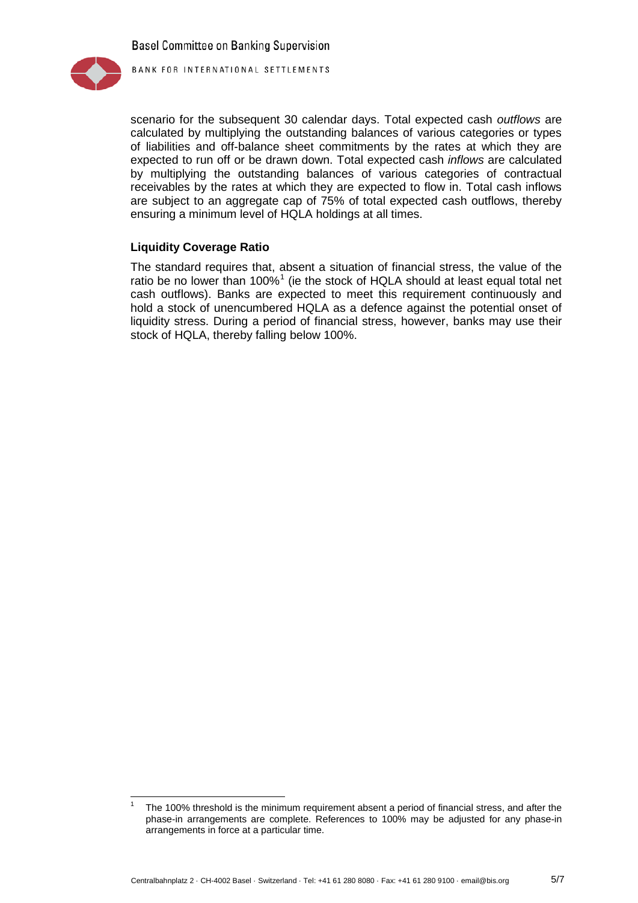scenario for the subsequent 30 calendar days. Total expected cash *outflows* are calculated by multiplying the outstanding balances of various categories or types of liabilities and off-balance sheet commitments by the rates at which they are expected to run off or be drawn down. Total expected cash *inflows* are calculated by multiplying the outstanding balances of various categories of contractual receivables by the rates at which they are expected to flow in. Total cash inflows are subject to an aggregate cap of 75% of total expected cash outflows, thereby ensuring a minimum level of HQLA holdings at all times.

**Liquidity Coverage Ratio**

The standard requires that, absent a situation of financial stress, the value of the ratio be no lower than 100%[1] (ie the stock of HQLA should at least equal total net cash outflows). Banks are expected to meet this requirement continuously and hold a stock of unencumbered HQLA as a defence against the potential onset of liquidity stress. During a period of financial stress, however, banks may use their stock of HQLA, thereby falling below 100%.

[1] The 100% threshold is the minimum requirement absent a period of financial stress, and after the phase-in arrangements are complete. References to 100% may be adjusted for any phase-in arrangements in force at a particular time.